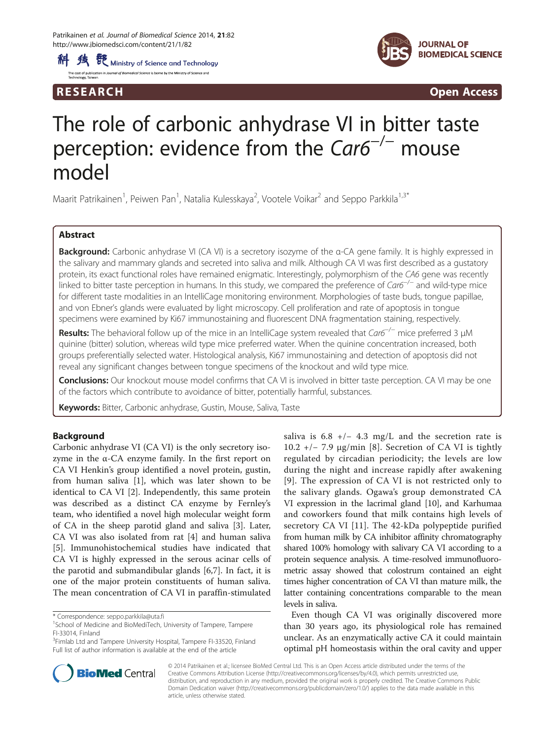RESEARCH Open Access

# The role of carbonic anhydrase VI in bitter taste perception: evidence from the *Car6*$^{-/-}$ mouse model

Maarit Patrikainen[1], Peiwen Pan[1], Natalia Kulesskaya[2], Vootele Voikar[2] and Seppo Parkkila[1,3*]

## Abstract

**Background:** Carbonic anhydrase VI (CA VI) is a secretory isozyme of the α-CA gene family. It is highly expressed in the salivary and mammary glands and secreted into saliva and milk. Although CA VI was first described as a gustatory protein, its exact functional roles have remained enigmatic. Interestingly, polymorphism of the *CA6* gene was recently linked to bitter taste perception in humans. In this study, we compared the preference of *Car6*$^{-/-}$ and wild-type mice for different taste modalities in an IntelliCage monitoring environment. Morphologies of taste buds, tongue papillae, and von Ebner's glands were evaluated by light microscopy. Cell proliferation and rate of apoptosis in tongue specimens were examined by Ki67 immunostaining and fluorescent DNA fragmentation staining, respectively.

**Results:** The behavioral follow up of the mice in an IntelliCage system revealed that *Car6*$^{-/-}$ mice preferred 3 μM quinine (bitter) solution, whereas wild type mice preferred water. When the quinine concentration increased, both groups preferentially selected water. Histological analysis, Ki67 immunostaining and detection of apoptosis did not reveal any significant changes between tongue specimens of the knockout and wild type mice.

**Conclusions:** Our knockout mouse model confirms that CA VI is involved in bitter taste perception. CA VI may be one of the factors which contribute to avoidance of bitter, potentially harmful, substances.

**Keywords:** Bitter, Carbonic anhydrase, Gustin, Mouse, Saliva, Taste

## Background

Carbonic anhydrase VI (CA VI) is the only secretory isozyme in the α-CA enzyme family. In the first report on CA VI Henkin's group identified a novel protein, gustin, from human saliva [1], which was later shown to be identical to CA VI [2]. Independently, this same protein was described as a distinct CA enzyme by Fernley's team, who identified a novel high molecular weight form of CA in the sheep parotid gland and saliva [3]. Later, CA VI was also isolated from rat [4] and human saliva [5]. Immunohistochemical studies have indicated that CA VI is highly expressed in the serous acinar cells of the parotid and submandibular glands [6,7]. In fact, it is one of the major protein constituents of human saliva. The mean concentration of CA VI in paraffin-stimulated saliva is 6.8 +/− 4.3 mg/L and the secretion rate is 10.2 +/− 7.9 μg/min [8]. Secretion of CA VI is tightly regulated by circadian periodicity; the levels are low during the night and increase rapidly after awakening [9]. The expression of CA VI is not restricted only to the salivary glands. Ogawa's group demonstrated CA VI expression in the lacrimal gland [10], and Karhumaa and coworkers found that milk contains high levels of secretory CA VI [11]. The 42-kDa polypeptide purified from human milk by CA inhibitor affinity chromatography shared 100% homology with salivary CA VI according to a protein sequence analysis. A time-resolved immunofluorometric assay showed that colostrum contained an eight times higher concentration of CA VI than mature milk, the latter containing concentrations comparable to the mean levels in saliva.

Even though CA VI was originally discovered more than 30 years ago, its physiological role has remained unclear. As an enzymatically active CA it could maintain optimal pH homeostasis within the oral cavity and upper

\* Correspondence: seppo.parkkila@uta.fi
[1]School of Medicine and BioMediTech, University of Tampere, Tampere FI-33014, Finland
[3]Fimlab Ltd and Tampere University Hospital, Tampere FI-33520, Finland
Full list of author information is available at the end of the article

© 2014 Patrikainen et al.; licensee BioMed Central Ltd. This is an Open Access article distributed under the terms of the Creative Commons Attribution License (http://creativecommons.org/licenses/by/4.0), which permits unrestricted use, distribution, and reproduction in any medium, provided the original work is properly credited. The Creative Commons Public Domain Dedication waiver (http://creativecommons.org/publicdomain/zero/1.0/) applies to the data made available in this article, unless otherwise stated.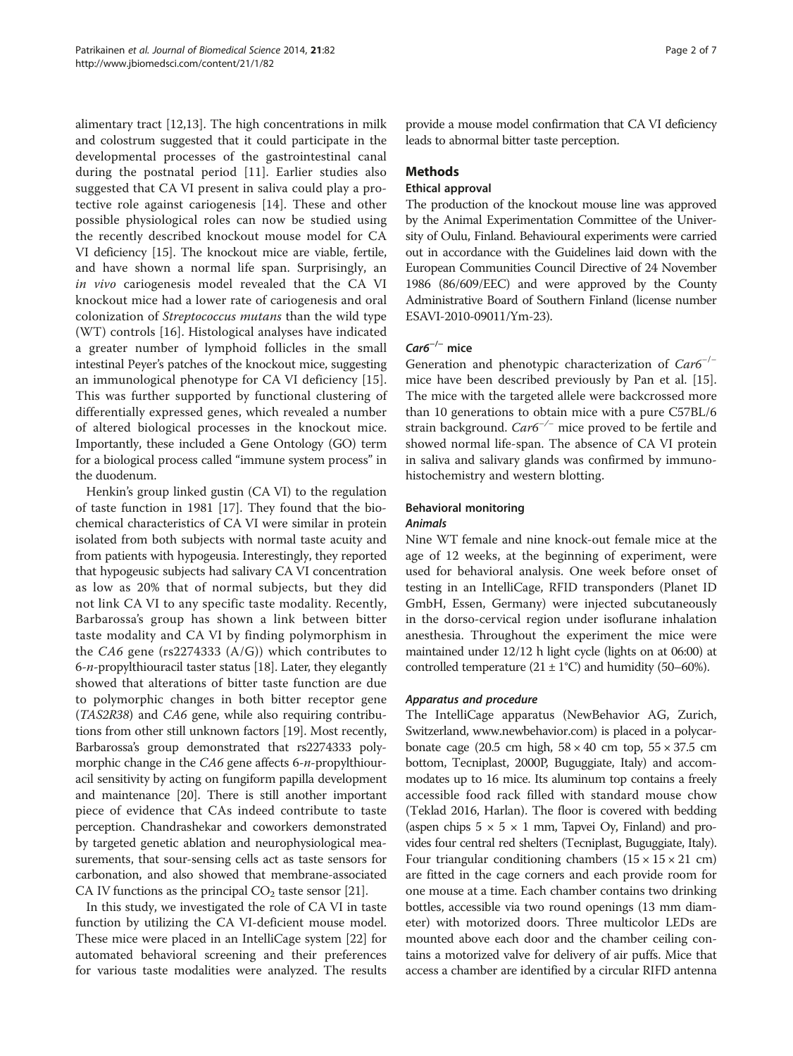alimentary tract [12,13]. The high concentrations in milk and colostrum suggested that it could participate in the developmental processes of the gastrointestinal canal during the postnatal period [11]. Earlier studies also suggested that CA VI present in saliva could play a protective role against cariogenesis [14]. These and other possible physiological roles can now be studied using the recently described knockout mouse model for CA VI deficiency [15]. The knockout mice are viable, fertile, and have shown a normal life span. Surprisingly, an *in vivo* cariogenesis model revealed that the CA VI knockout mice had a lower rate of cariogenesis and oral colonization of *Streptococcus mutans* than the wild type (WT) controls [16]. Histological analyses have indicated a greater number of lymphoid follicles in the small intestinal Peyer's patches of the knockout mice, suggesting an immunological phenotype for CA VI deficiency [15]. This was further supported by functional clustering of differentially expressed genes, which revealed a number of altered biological processes in the knockout mice. Importantly, these included a Gene Ontology (GO) term for a biological process called "immune system process" in the duodenum.

Henkin's group linked gustin (CA VI) to the regulation of taste function in 1981 [17]. They found that the biochemical characteristics of CA VI were similar in protein isolated from both subjects with normal taste acuity and from patients with hypogeusia. Interestingly, they reported that hypogeusic subjects had salivary CA VI concentration as low as 20% that of normal subjects, but they did not link CA VI to any specific taste modality. Recently, Barbarossa's group has shown a link between bitter taste modality and CA VI by finding polymorphism in the *CA6* gene (rs2274333 (A/G)) which contributes to 6-*n*-propylthiouracil taster status [18]. Later, they elegantly showed that alterations of bitter taste function are due to polymorphic changes in both bitter receptor gene (*TAS2R38*) and *CA6* gene, while also requiring contributions from other still unknown factors [19]. Most recently, Barbarossa's group demonstrated that rs2274333 polymorphic change in the *CA6* gene affects 6-*n*-propylthiouracil sensitivity by acting on fungiform papilla development and maintenance [20]. There is still another important piece of evidence that CAs indeed contribute to taste perception. Chandrashekar and coworkers demonstrated by targeted genetic ablation and neurophysiological measurements, that sour-sensing cells act as taste sensors for carbonation, and also showed that membrane-associated CA IV functions as the principal $CO_2$ taste sensor [21].

In this study, we investigated the role of CA VI in taste function by utilizing the CA VI-deficient mouse model. These mice were placed in an IntelliCage system [22] for automated behavioral screening and their preferences for various taste modalities were analyzed. The results provide a mouse model confirmation that CA VI deficiency leads to abnormal bitter taste perception.

## Methods

### Ethical approval

The production of the knockout mouse line was approved by the Animal Experimentation Committee of the University of Oulu, Finland. Behavioural experiments were carried out in accordance with the Guidelines laid down with the European Communities Council Directive of 24 November 1986 (86/609/EEC) and were approved by the County Administrative Board of Southern Finland (license number ESAVI-2010-09011/Ym-23).

### *Car6*$^{-/-}$ mice

Generation and phenotypic characterization of *Car6*$^{-/-}$ mice have been described previously by Pan et al. [15]. The mice with the targeted allele were backcrossed more than 10 generations to obtain mice with a pure C57BL/6 strain background. *Car6*$^{-/-}$ mice proved to be fertile and showed normal life-span. The absence of CA VI protein in saliva and salivary glands was confirmed by immunohistochemistry and western blotting.

### Behavioral monitoring

#### *Animals*

Nine WT female and nine knock-out female mice at the age of 12 weeks, at the beginning of experiment, were used for behavioral analysis. One week before onset of testing in an IntelliCage, RFID transponders (Planet ID GmbH, Essen, Germany) were injected subcutaneously in the dorso-cervical region under isoflurane inhalation anesthesia. Throughout the experiment the mice were maintained under 12/12 h light cycle (lights on at 06:00) at controlled temperature (21 ± 1°C) and humidity (50–60%).

#### *Apparatus and procedure*

The IntelliCage apparatus (NewBehavior AG, Zurich, Switzerland, www.newbehavior.com) is placed in a polycarbonate cage (20.5 cm high, 58 × 40 cm top, 55 × 37.5 cm bottom, Tecniplast, 2000P, Buguggiate, Italy) and accommodates up to 16 mice. Its aluminum top contains a freely accessible food rack filled with standard mouse chow (Teklad 2016, Harlan). The floor is covered with bedding (aspen chips 5 × 5 × 1 mm, Tapvei Oy, Finland) and provides four central red shelters (Tecniplast, Buguggiate, Italy). Four triangular conditioning chambers (15 × 15 × 21 cm) are fitted in the cage corners and each provide room for one mouse at a time. Each chamber contains two drinking bottles, accessible via two round openings (13 mm diameter) with motorized doors. Three multicolor LEDs are mounted above each door and the chamber ceiling contains a motorized valve for delivery of air puffs. Mice that access a chamber are identified by a circular RIFD antenna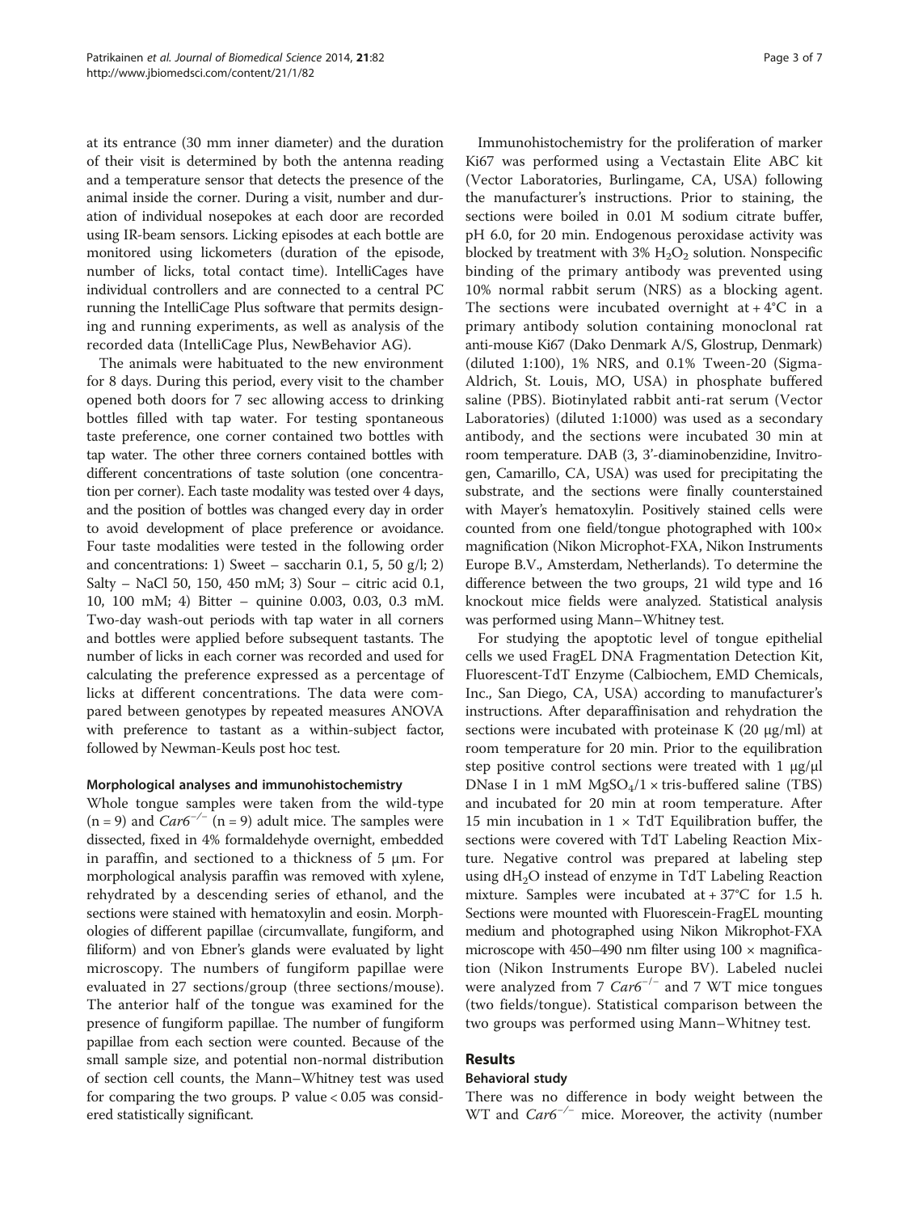at its entrance (30 mm inner diameter) and the duration of their visit is determined by both the antenna reading and a temperature sensor that detects the presence of the animal inside the corner. During a visit, number and duration of individual nosepokes at each door are recorded using IR-beam sensors. Licking episodes at each bottle are monitored using lickometers (duration of the episode, number of licks, total contact time). IntelliCages have individual controllers and are connected to a central PC running the IntelliCage Plus software that permits designing and running experiments, as well as analysis of the recorded data (IntelliCage Plus, NewBehavior AG).

The animals were habituated to the new environment for 8 days. During this period, every visit to the chamber opened both doors for 7 sec allowing access to drinking bottles filled with tap water. For testing spontaneous taste preference, one corner contained two bottles with tap water. The other three corners contained bottles with different concentrations of taste solution (one concentration per corner). Each taste modality was tested over 4 days, and the position of bottles was changed every day in order to avoid development of place preference or avoidance. Four taste modalities were tested in the following order and concentrations: 1) Sweet – saccharin 0.1, 5, 50 g/l; 2) Salty – NaCl 50, 150, 450 mM; 3) Sour – citric acid 0.1, 10, 100 mM; 4) Bitter – quinine 0.003, 0.03, 0.3 mM. Two-day wash-out periods with tap water in all corners and bottles were applied before subsequent tastants. The number of licks in each corner was recorded and used for calculating the preference expressed as a percentage of licks at different concentrations. The data were compared between genotypes by repeated measures ANOVA with preference to tastant as a within-subject factor, followed by Newman-Keuls post hoc test.

### Morphological analyses and immunohistochemistry

Whole tongue samples were taken from the wild-type (n = 9) and *Car6*$^{-/-}$ (n = 9) adult mice. The samples were dissected, fixed in 4% formaldehyde overnight, embedded in paraffin, and sectioned to a thickness of 5 μm. For morphological analysis paraffin was removed with xylene, rehydrated by a descending series of ethanol, and the sections were stained with hematoxylin and eosin. Morphologies of different papillae (circumvallate, fungiform, and filiform) and von Ebner's glands were evaluated by light microscopy. The numbers of fungiform papillae were evaluated in 27 sections/group (three sections/mouse). The anterior half of the tongue was examined for the presence of fungiform papillae. The number of fungiform papillae from each section were counted. Because of the small sample size, and potential non-normal distribution of section cell counts, the Mann–Whitney test was used for comparing the two groups. P value < 0.05 was considered statistically significant.

Immunohistochemistry for the proliferation of marker Ki67 was performed using a Vectastain Elite ABC kit (Vector Laboratories, Burlingame, CA, USA) following the manufacturer's instructions. Prior to staining, the sections were boiled in 0.01 M sodium citrate buffer, pH 6.0, for 20 min. Endogenous peroxidase activity was blocked by treatment with 3% $H_2O_2$ solution. Nonspecific binding of the primary antibody was prevented using 10% normal rabbit serum (NRS) as a blocking agent. The sections were incubated overnight at + 4°C in a primary antibody solution containing monoclonal rat anti-mouse Ki67 (Dako Denmark A/S, Glostrup, Denmark) (diluted 1:100), 1% NRS, and 0.1% Tween-20 (Sigma-Aldrich, St. Louis, MO, USA) in phosphate buffered saline (PBS). Biotinylated rabbit anti-rat serum (Vector Laboratories) (diluted 1:1000) was used as a secondary antibody, and the sections were incubated 30 min at room temperature. DAB (3, 3'-diaminobenzidine, Invitrogen, Camarillo, CA, USA) was used for precipitating the substrate, and the sections were finally counterstained with Mayer's hematoxylin. Positively stained cells were counted from one field/tongue photographed with 100× magnification (Nikon Microphot-FXA, Nikon Instruments Europe B.V., Amsterdam, Netherlands). To determine the difference between the two groups, 21 wild type and 16 knockout mice fields were analyzed. Statistical analysis was performed using Mann–Whitney test.

For studying the apoptotic level of tongue epithelial cells we used FragEL DNA Fragmentation Detection Kit, Fluorescent-TdT Enzyme (Calbiochem, EMD Chemicals, Inc., San Diego, CA, USA) according to manufacturer's instructions. After deparaffinisation and rehydration the sections were incubated with proteinase K (20 μg/ml) at room temperature for 20 min. Prior to the equilibration step positive control sections were treated with 1 μg/μl DNase I in 1 mM $MgSO_4$/1 × tris-buffered saline (TBS) and incubated for 20 min at room temperature. After 15 min incubation in 1 × TdT Equilibration buffer, the sections were covered with TdT Labeling Reaction Mixture. Negative control was prepared at labeling step using $dH_2O$ instead of enzyme in TdT Labeling Reaction mixture. Samples were incubated at + 37°C for 1.5 h. Sections were mounted with Fluorescein-FragEL mounting medium and photographed using Nikon Mikrophot-FXA microscope with 450–490 nm filter using 100 × magnification (Nikon Instruments Europe BV). Labeled nuclei were analyzed from 7 *Car6*$^{-/-}$ and 7 WT mice tongues (two fields/tongue). Statistical comparison between the two groups was performed using Mann–Whitney test.

## Results

### Behavioral study

There was no difference in body weight between the WT and *Car6*$^{-/-}$ mice. Moreover, the activity (number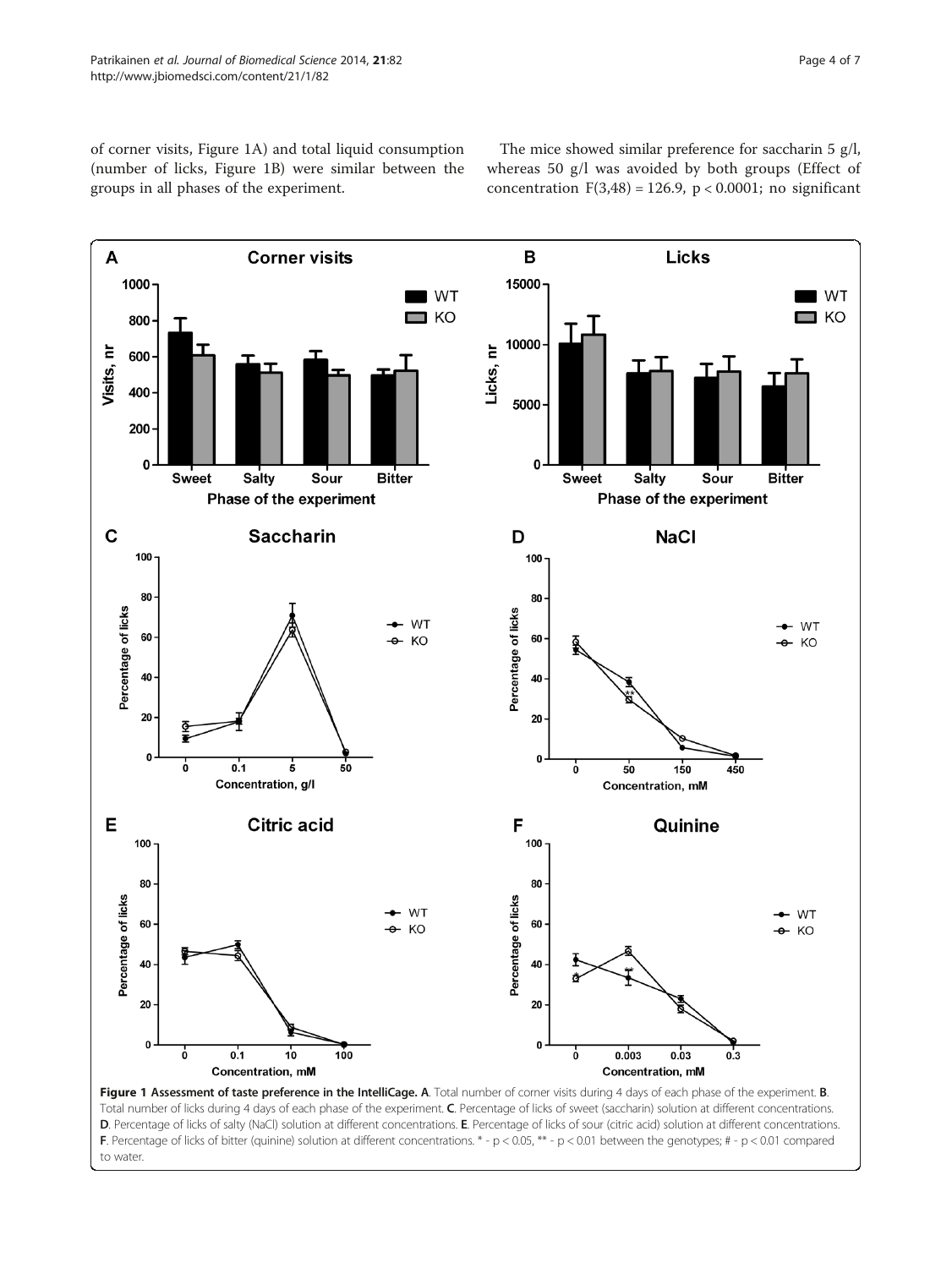of corner visits, Figure 1A) and total liquid consumption (number of licks, Figure 1B) were similar between the groups in all phases of the experiment.

The mice showed similar preference for saccharin 5 g/l, whereas 50 g/l was avoided by both groups (Effect of concentration $F(3,48) = 126.9$, $p < 0.0001$; no significant

**Figure 1 Assessment of taste preference in the IntelliCage. A**. Total number of corner visits during 4 days of each phase of the experiment. **B**. Total number of licks during 4 days of each phase of the experiment. **C**. Percentage of licks of sweet (saccharin) solution at different concentrations. **D**. Percentage of licks of salty (NaCl) solution at different concentrations. **E**. Percentage of licks of sour (citric acid) solution at different concentrations. **F**. Percentage of licks of bitter (quinine) solution at different concentrations. * - $p < 0.05$, ** - $p < 0.01$ between the genotypes; # - $p < 0.01$ compared to water.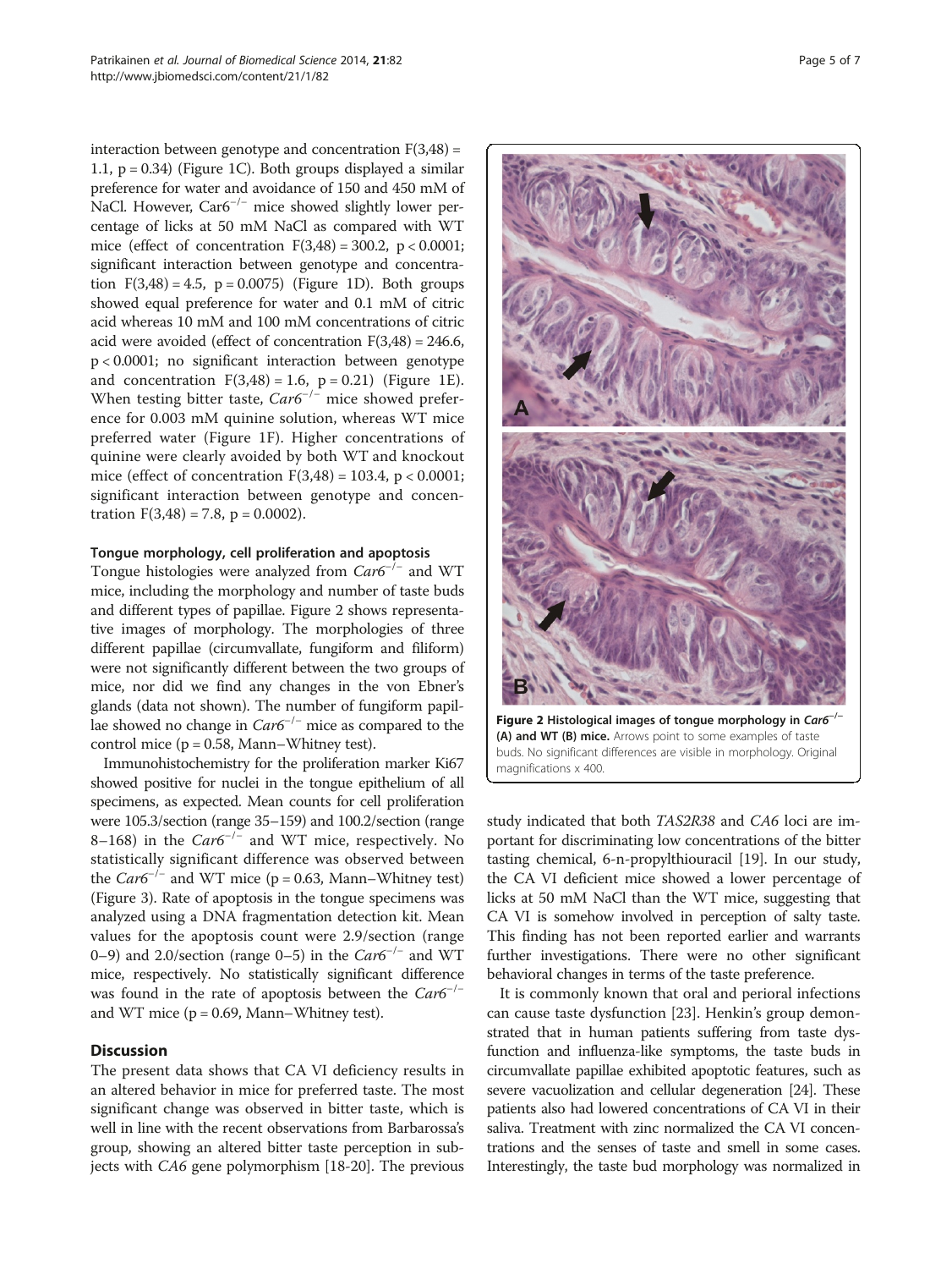interaction between genotype and concentration $F(3,48) = 1.1$, $p = 0.34$) (Figure 1C). Both groups displayed a similar preference for water and avoidance of 150 and 450 mM of NaCl. However, $Car6^{-/-}$ mice showed slightly lower percentage of licks at 50 mM NaCl as compared with WT mice (effect of concentration $F(3,48) = 300.2$, $p < 0.0001$; significant interaction between genotype and concentration $F(3,48) = 4.5$, $p = 0.0075$) (Figure 1D). Both groups showed equal preference for water and 0.1 mM of citric acid whereas 10 mM and 100 mM concentrations of citric acid were avoided (effect of concentration $F(3,48) = 246.6$, $p < 0.0001$; no significant interaction between genotype and concentration $F(3,48) = 1.6$, $p = 0.21$) (Figure 1E). When testing bitter taste, *Car6*$^{-/-}$ mice showed preference for 0.003 mM quinine solution, whereas WT mice preferred water (Figure 1F). Higher concentrations of quinine were clearly avoided by both WT and knockout mice (effect of concentration $F(3,48) = 103.4$, $p < 0.0001$; significant interaction between genotype and concentration $F(3,48) = 7.8$, $p = 0.0002$).

### Tongue morphology, cell proliferation and apoptosis

Tongue histologies were analyzed from *Car6*$^{-/-}$ and WT mice, including the morphology and number of taste buds and different types of papillae. Figure 2 shows representative images of morphology. The morphologies of three different papillae (circumvallate, fungiform and filiform) were not significantly different between the two groups of mice, nor did we find any changes in the von Ebner's glands (data not shown). The number of fungiform papillae showed no change in *Car6*$^{-/-}$ mice as compared to the control mice ($p = 0.58$, Mann–Whitney test).

Immunohistochemistry for the proliferation marker Ki67 showed positive for nuclei in the tongue epithelium of all specimens, as expected. Mean counts for cell proliferation were 105.3/section (range 35–159) and 100.2/section (range 8–168) in the *Car6*$^{-/-}$ and WT mice, respectively. No statistically significant difference was observed between the *Car6*$^{-/-}$ and WT mice ($p = 0.63$, Mann–Whitney test) (Figure 3). Rate of apoptosis in the tongue specimens was analyzed using a DNA fragmentation detection kit. Mean values for the apoptosis count were 2.9/section (range 0–9) and 2.0/section (range 0–5) in the *Car6*$^{-/-}$ and WT mice, respectively. No statistically significant difference was found in the rate of apoptosis between the *Car6*$^{-/-}$ and WT mice ($p = 0.69$, Mann–Whitney test).

**Figure 2 Histological images of tongue morphology in *Car6*$^{-/-}$ (A) and WT (B) mice.** Arrows point to some examples of taste buds. No significant differences are visible in morphology. Original magnifications x 400.

## Discussion

The present data shows that CA VI deficiency results in an altered behavior in mice for preferred taste. The most significant change was observed in bitter taste, which is well in line with the recent observations from Barbarossa's group, showing an altered bitter taste perception in subjects with *CA6* gene polymorphism [18-20]. The previous study indicated that both *TAS2R38* and *CA6* loci are important for discriminating low concentrations of the bitter tasting chemical, 6-n-propylthiouracil [19]. In our study, the CA VI deficient mice showed a lower percentage of licks at 50 mM NaCl than the WT mice, suggesting that CA VI is somehow involved in perception of salty taste. This finding has not been reported earlier and warrants further investigations. There were no other significant behavioral changes in terms of the taste preference.

It is commonly known that oral and perioral infections can cause taste dysfunction [23]. Henkin's group demonstrated that in human patients suffering from taste dysfunction and influenza-like symptoms, the taste buds in circumvallate papillae exhibited apoptotic features, such as severe vacuolization and cellular degeneration [24]. These patients also had lowered concentrations of CA VI in their saliva. Treatment with zinc normalized the CA VI concentrations and the senses of taste and smell in some cases. Interestingly, the taste bud morphology was normalized in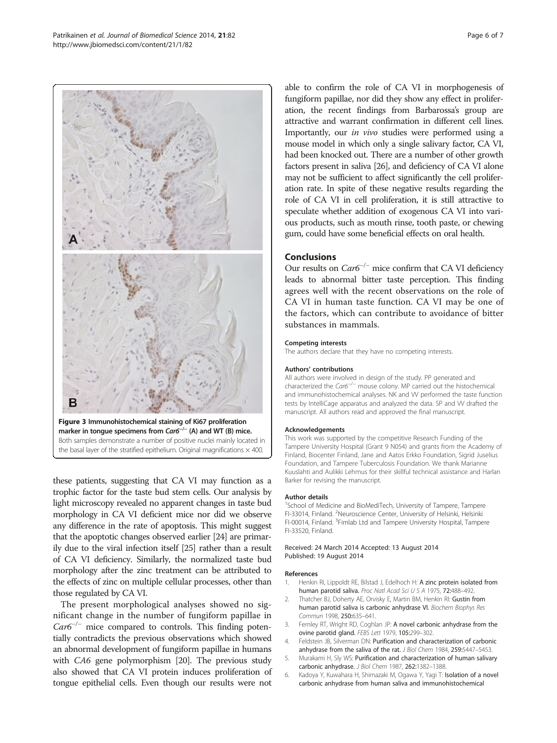Figure 3 Immunohistochemical staining of Ki67 proliferation marker in tongue specimens from $Car6^{-/-}$ (A) and WT (B) mice. Both samples demonstrate a number of positive nuclei mainly located in the basal layer of the stratified epithelium. Original magnifications × 400.

these patients, suggesting that CA VI may function as a trophic factor for the taste bud stem cells. Our analysis by light microscopy revealed no apparent changes in taste bud morphology in CA VI deficient mice nor did we observe any difference in the rate of apoptosis. This might suggest that the apoptotic changes observed earlier [24] are primarily due to the viral infection itself [25] rather than a result of CA VI deficiency. Similarly, the normalized taste bud morphology after the zinc treatment can be attributed to the effects of zinc on multiple cellular processes, other than those regulated by CA VI.

The present morphological analyses showed no significant change in the number of fungiform papillae in $Car6^{-/-}$ mice compared to controls. This finding potentially contradicts the previous observations which showed an abnormal development of fungiform papillae in humans with *CA6* gene polymorphism [20]. The previous study also showed that CA VI protein induces proliferation of tongue epithelial cells. Even though our results were not able to confirm the role of CA VI in morphogenesis of fungiform papillae, nor did they show any effect in proliferation, the recent findings from Barbarossa's group are attractive and warrant confirmation in different cell lines. Importantly, our *in vivo* studies were performed using a mouse model in which only a single salivary factor, CA VI, had been knocked out. There are a number of other growth factors present in saliva [26], and deficiency of CA VI alone may not be sufficient to affect significantly the cell proliferation rate. In spite of these negative results regarding the role of CA VI in cell proliferation, it is still attractive to speculate whether addition of exogenous CA VI into various products, such as mouth rinse, tooth paste, or chewing gum, could have some beneficial effects on oral health.

## Conclusions

Our results on $Car6^{-/-}$ mice confirm that CA VI deficiency leads to abnormal bitter taste perception. This finding agrees well with the recent observations on the role of CA VI in human taste function. CA VI may be one of the factors, which can contribute to avoidance of bitter substances in mammals.

#### Competing interests

The authors declare that they have no competing interests.

#### Authors' contributions

All authors were involved in design of the study. PP generated and characterized the $Car6^{-/-}$ mouse colony. MP carried out the histochemical and immunohistochemical analyses. NK and VV performed the taste function tests by IntelliCage apparatus and analyzed the data. SP and VV drafted the manuscript. All authors read and approved the final manuscript.

#### Acknowledgements

This work was supported by the competitive Research Funding of the Tampere University Hospital (Grant 9 N054) and grants from the Academy of Finland, Biocenter Finland, Jane and Aatos Erkko Foundation, Sigrid Juselius Foundation, and Tampere Tuberculosis Foundation. We thank Marianne Kuuslahti and Aulikki Lehmus for their skillful technical assistance and Harlan Barker for revising the manuscript.

#### Author details

[1]School of Medicine and BioMediTech, University of Tampere, Tampere FI-33014, Finland. [2]Neuroscience Center, University of Helsinki, Helsinki FI-00014, Finland. [3]Fimlab Ltd and Tampere University Hospital, Tampere FI-33520, Finland.

Received: 24 March 2014 Accepted: 13 August 2014
Published: 19 August 2014

#### References

1. Henkin RI, Lippoldt RE, Bilstad J, Edelhoch H: **A zinc protein isolated from human parotid saliva.** *Proc Natl Acad Sci U S A* 1975, **72:**488–492.
2. Thatcher BJ, Doherty AE, Orvisky E, Martin BM, Henkin RI: **Gustin from human parotid saliva is carbonic anhydrase VI.** *Biochem Biophys Res Commun* 1998, **250:**635–641.
3. Fernley RT, Wright RD, Coghlan JP: **A novel carbonic anhydrase from the ovine parotid gland.** *FEBS Lett* 1979, **105:**299–302.
4. Feldstein JB, Silverman DN: **Purification and characterization of carbonic anhydrase from the saliva of the rat.** *J Biol Chem* 1984, **259:**5447–5453.
5. Murakami H, Sly WS: **Purification and characterization of human salivary carbonic anhydrase.** *J Biol Chem* 1987, **262:**1382–1388.
6. Kadoya Y, Kuwahara H, Shimazaki M, Ogawa Y, Yagi T: **Isolation of a novel carbonic anhydrase from human saliva and immunohistochemical**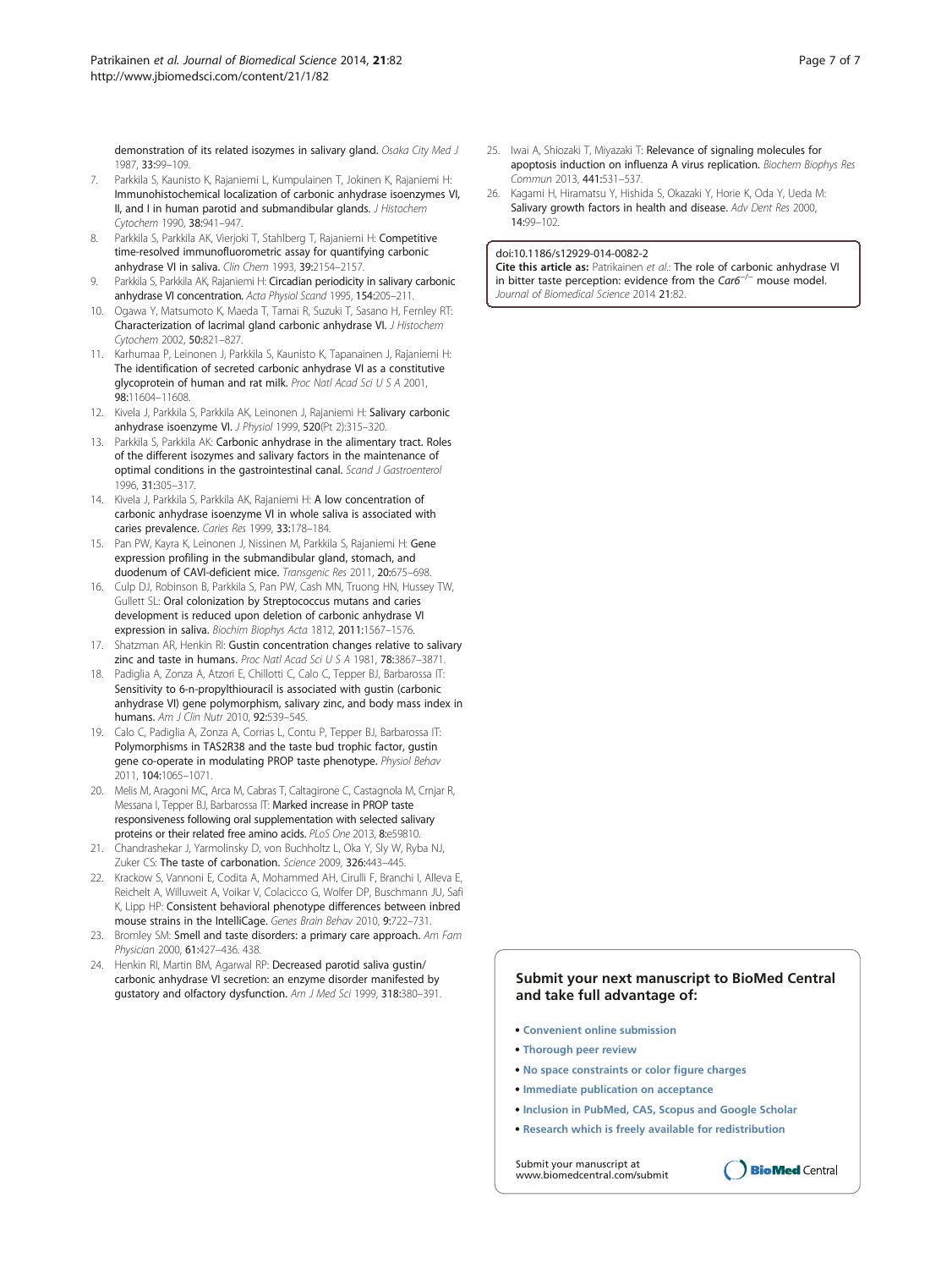demonstration of its related isozymes in salivary gland. *Osaka City Med J* 1987, 33:99–109.

7. Parkkila S, Kaunisto K, Rajaniemi L, Kumpulainen T, Jokinen K, Rajaniemi H: Immunohistochemical localization of carbonic anhydrase isoenzymes VI, II, and I in human parotid and submandibular glands. *J Histochem Cytochem* 1990, 38:941–947.
8. Parkkila S, Parkkila AK, Vierjoki T, Stahlberg T, Rajaniemi H: Competitive time-resolved immunofluorometric assay for quantifying carbonic anhydrase VI in saliva. *Clin Chem* 1993, 39:2154–2157.
9. Parkkila S, Parkkila AK, Rajaniemi H: Circadian periodicity in salivary carbonic anhydrase VI concentration. *Acta Physiol Scand* 1995, 154:205–211.
10. Ogawa Y, Matsumoto K, Maeda T, Tamai R, Suzuki T, Sasano H, Fernley RT: Characterization of lacrimal gland carbonic anhydrase VI. *J Histochem Cytochem* 2002, 50:821–827.
11. Karhumaa P, Leinonen J, Parkkila S, Kaunisto K, Tapanainen J, Rajaniemi H: The identification of secreted carbonic anhydrase VI as a constitutive glycoprotein of human and rat milk. *Proc Natl Acad Sci U S A* 2001, 98:11604–11608.
12. Kivela J, Parkkila S, Parkkila AK, Leinonen J, Rajaniemi H: Salivary carbonic anhydrase isoenzyme VI. *J Physiol* 1999, 520(Pt 2):315–320.
13. Parkkila S, Parkkila AK: Carbonic anhydrase in the alimentary tract. Roles of the different isozymes and salivary factors in the maintenance of optimal conditions in the gastrointestinal canal. *Scand J Gastroenterol* 1996, 31:305–317.
14. Kivela J, Parkkila S, Parkkila AK, Rajaniemi H: A low concentration of carbonic anhydrase isoenzyme VI in whole saliva is associated with caries prevalence. *Caries Res* 1999, 33:178–184.
15. Pan PW, Kayra K, Leinonen J, Nissinen M, Parkkila S, Rajaniemi H: Gene expression profiling in the submandibular gland, stomach, and duodenum of CAVI-deficient mice. *Transgenic Res* 2011, 20:675–698.
16. Culp DJ, Robinson B, Parkkila S, Pan PW, Cash MN, Truong HN, Hussey TW, Gullett SL: Oral colonization by Streptococcus mutans and caries development is reduced upon deletion of carbonic anhydrase VI expression in saliva. *Biochim Biophys Acta* 1812, 2011:1567–1576.
17. Shatzman AR, Henkin RI: Gustin concentration changes relative to salivary zinc and taste in humans. *Proc Natl Acad Sci U S A* 1981, 78:3867–3871.
18. Padiglia A, Zonza A, Atzori E, Chillotti C, Calo C, Tepper BJ, Barbarossa IT: Sensitivity to 6-n-propylthiouracil is associated with gustin (carbonic anhydrase VI) gene polymorphism, salivary zinc, and body mass index in humans. *Am J Clin Nutr* 2010, 92:539–545.
19. Calo C, Padiglia A, Zonza A, Corrias L, Contu P, Tepper BJ, Barbarossa IT: Polymorphisms in TAS2R38 and the taste bud trophic factor, gustin gene co-operate in modulating PROP taste phenotype. *Physiol Behav* 2011, 104:1065–1071.
20. Melis M, Aragoni MC, Arca M, Cabras T, Caltagirone C, Castagnola M, Crnjar R, Messana I, Tepper BJ, Barbarossa IT: Marked increase in PROP taste responsiveness following oral supplementation with selected salivary proteins or their related free amino acids. *PLoS One* 2013, 8:e59810.
21. Chandrashekar J, Yarmolinsky D, von Buchholtz L, Oka Y, Sly W, Ryba NJ, Zuker CS: The taste of carbonation. *Science* 2009, 326:443–445.
22. Krackow S, Vannoni E, Codita A, Mohammed AH, Cirulli F, Branchi I, Alleva E, Reichelt A, Willuweit A, Voikar V, Colacicco G, Wolfer DP, Buschmann JU, Safi K, Lipp HP: Consistent behavioral phenotype differences between inbred mouse strains in the IntelliCage. *Genes Brain Behav* 2010, 9:722–731.
23. Bromley SM: Smell and taste disorders: a primary care approach. *Am Fam Physician* 2000, 61:427–436. 438.
24. Henkin RI, Martin BM, Agarwal RP: Decreased parotid saliva gustin/carbonic anhydrase VI secretion: an enzyme disorder manifested by gustatory and olfactory dysfunction. *Am J Med Sci* 1999, 318:380–391.
25. Iwai A, Shiozaki T, Miyazaki T: Relevance of signaling molecules for apoptosis induction on influenza A virus replication. *Biochem Biophys Res Commun* 2013, 441:531–537.
26. Kagami H, Hiramatsu Y, Hishida S, Okazaki Y, Horie K, Oda Y, Ueda M: Salivary growth factors in health and disease. *Adv Dent Res* 2000, 14:99–102.

doi:10.1186/s12929-014-0082-2

**Cite this article as:** Patrikainen *et al.*: The role of carbonic anhydrase VI in bitter taste perception: evidence from the *Car6*$^{-/-}$ mouse model. *Journal of Biomedical Science* 2014 21:82.

**Submit your next manuscript to BioMed Central and take full advantage of:**

- **Convenient online submission**
- **Thorough peer review**
- **No space constraints or color figure charges**
- **Immediate publication on acceptance**
- **Inclusion in PubMed, CAS, Scopus and Google Scholar**
- **Research which is freely available for redistribution**

Submit your manuscript at
www.biomedcentral.com/submit

BioMed Central